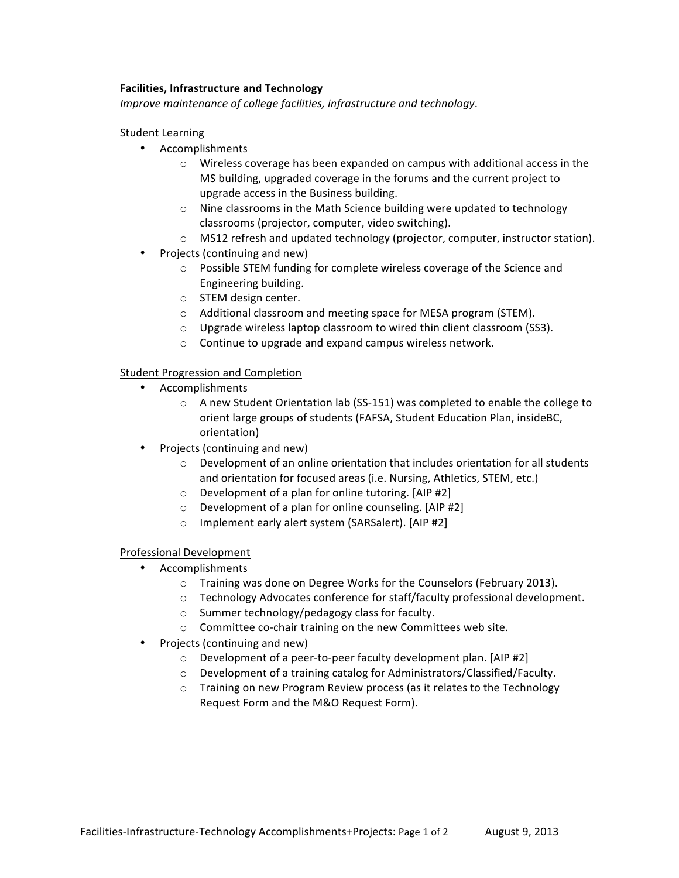**Facilities, Infrastructure and Technology**

*Improve maintenance of college facilities, infrastructure and technology*.

<u>Student Learning</u>

- Accomplishments
    - Wireless coverage has been expanded on campus with additional access in the MS building, upgraded coverage in the forums and the current project to upgrade access in the Business building.
    - Nine classrooms in the Math Science building were updated to technology classrooms (projector, computer, video switching).
    - MS12 refresh and updated technology (projector, computer, instructor station).
- Projects (continuing and new)
    - Possible STEM funding for complete wireless coverage of the Science and Engineering building.
    - STEM design center.
    - Additional classroom and meeting space for MESA program (STEM).
    - Upgrade wireless laptop classroom to wired thin client classroom (SS3).
    - Continue to upgrade and expand campus wireless network.

<u>Student Progression and Completion</u>

- Accomplishments
    - A new Student Orientation lab (SS-151) was completed to enable the college to orient large groups of students (FAFSA, Student Education Plan, insideBC, orientation)
- Projects (continuing and new)
    - Development of an online orientation that includes orientation for all students and orientation for focused areas (i.e. Nursing, Athletics, STEM, etc.)
    - Development of a plan for online tutoring. [AIP #2]
    - Development of a plan for online counseling. [AIP #2]
    - Implement early alert system (SARSalert). [AIP #2]

<u>Professional Development</u>

- Accomplishments
    - Training was done on Degree Works for the Counselors (February 2013).
    - Technology Advocates conference for staff/faculty professional development.
    - Summer technology/pedagogy class for faculty.
    - Committee co-chair training on the new Committees web site.
- Projects (continuing and new)
    - Development of a peer-to-peer faculty development plan. [AIP #2]
    - Development of a training catalog for Administrators/Classified/Faculty.
    - Training on new Program Review process (as it relates to the Technology Request Form and the M&O Request Form).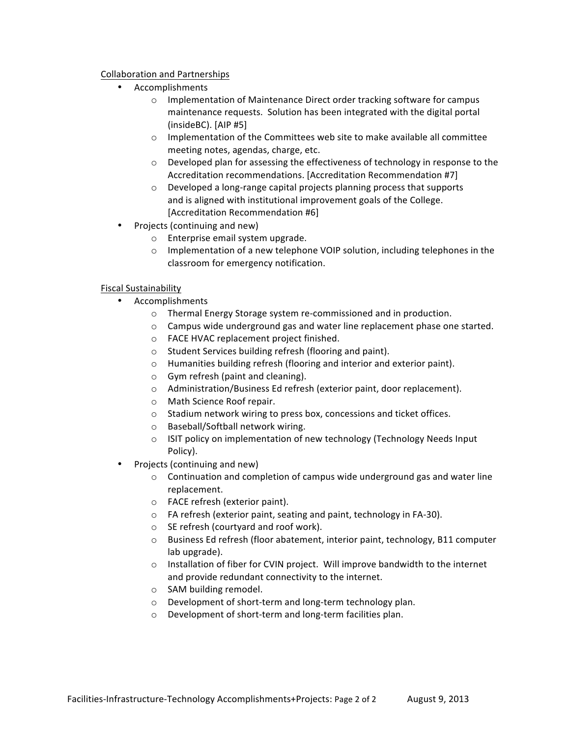Collaboration and Partnerships

- Accomplishments
  - Implementation of Maintenance Direct order tracking software for campus maintenance requests. Solution has been integrated with the digital portal (insideBC). [AIP #5]
  - Implementation of the Committees web site to make available all committee meeting notes, agendas, charge, etc.
  - Developed plan for assessing the effectiveness of technology in response to the Accreditation recommendations. [Accreditation Recommendation #7]
  - Developed a long-range capital projects planning process that supports and is aligned with institutional improvement goals of the College. [Accreditation Recommendation #6]
- Projects (continuing and new)
  - Enterprise email system upgrade.
  - Implementation of a new telephone VOIP solution, including telephones in the classroom for emergency notification.

Fiscal Sustainability

- Accomplishments
  - Thermal Energy Storage system re-commissioned and in production.
  - Campus wide underground gas and water line replacement phase one started.
  - FACE HVAC replacement project finished.
  - Student Services building refresh (flooring and paint).
  - Humanities building refresh (flooring and interior and exterior paint).
  - Gym refresh (paint and cleaning).
  - Administration/Business Ed refresh (exterior paint, door replacement).
  - Math Science Roof repair.
  - Stadium network wiring to press box, concessions and ticket offices.
  - Baseball/Softball network wiring.
  - ISIT policy on implementation of new technology (Technology Needs Input Policy).
- Projects (continuing and new)
  - Continuation and completion of campus wide underground gas and water line replacement.
  - FACE refresh (exterior paint).
  - FA refresh (exterior paint, seating and paint, technology in FA-30).
  - SE refresh (courtyard and roof work).
  - Business Ed refresh (floor abatement, interior paint, technology, B11 computer lab upgrade).
  - Installation of fiber for CVIN project. Will improve bandwidth to the internet and provide redundant connectivity to the internet.
  - SAM building remodel.
  - Development of short-term and long-term technology plan.
  - Development of short-term and long-term facilities plan.